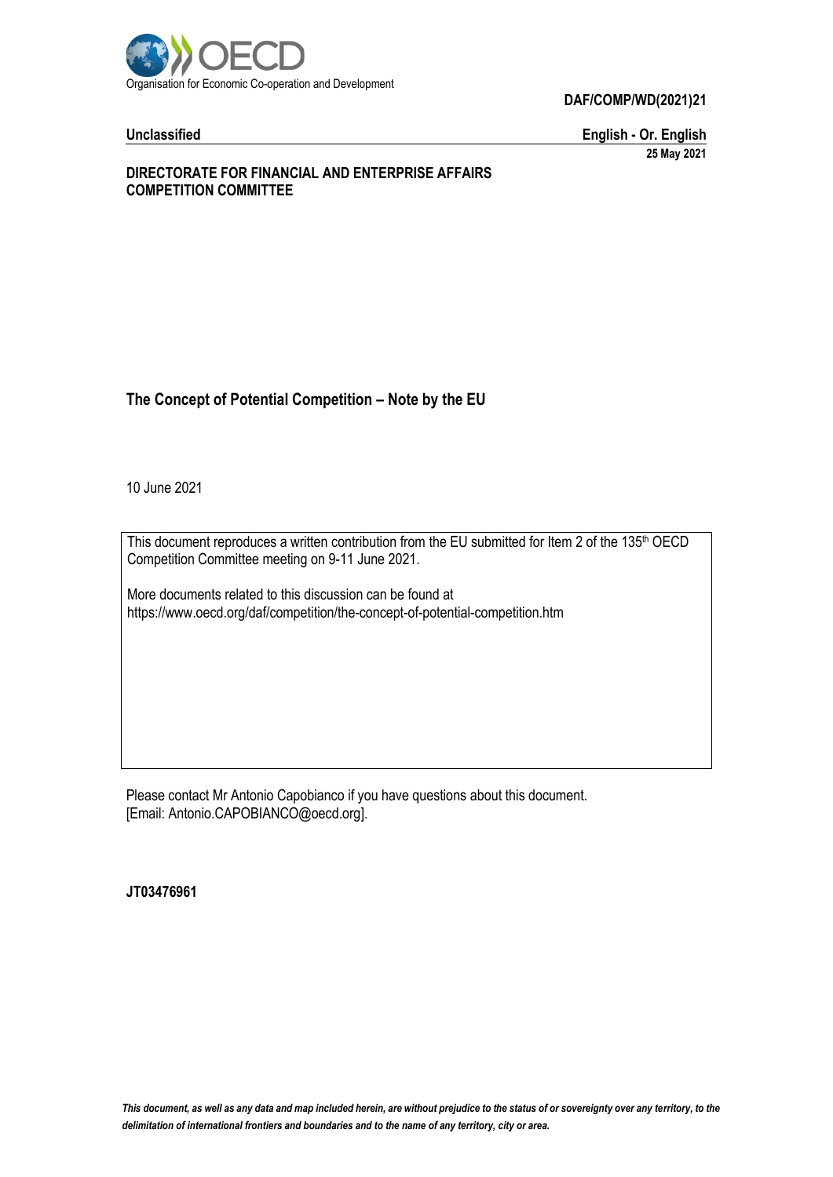Organisation for Economic Co-operation and Development

**DAF/COMP/WD(2021)21**

**Unclassified** **English - Or. English**

**25 May 2021**

**DIRECTORATE FOR FINANCIAL AND ENTERPRISE AFFAIRS**
**COMPETITION COMMITTEE**

## The Concept of Potential Competition – Note by the EU

10 June 2021

This document reproduces a written contribution from the EU submitted for Item 2 of the 135th OECD Competition Committee meeting on 9-11 June 2021.

More documents related to this discussion can be found at
https://www.oecd.org/daf/competition/the-concept-of-potential-competition.htm

Please contact Mr Antonio Capobianco if you have questions about this document.
[Email: Antonio.CAPOBIANCO@oecd.org].

**JT03476961**

*This document, as well as any data and map included herein, are without prejudice to the status of or sovereignty over any territory, to the delimitation of international frontiers and boundaries and to the name of any territory, city or area.*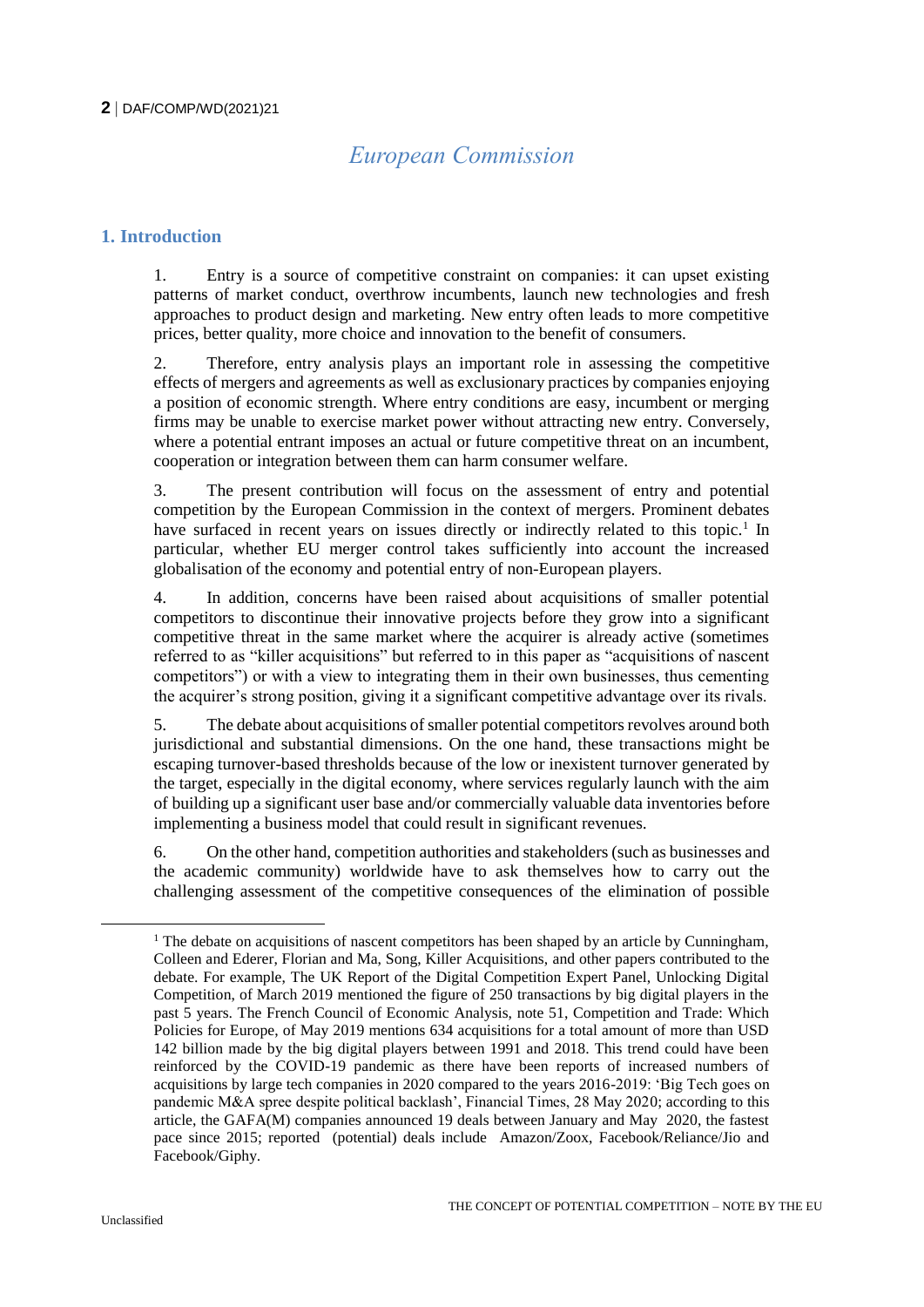# European Commission

## 1. Introduction

1. Entry is a source of competitive constraint on companies: it can upset existing patterns of market conduct, overthrow incumbents, launch new technologies and fresh approaches to product design and marketing. New entry often leads to more competitive prices, better quality, more choice and innovation to the benefit of consumers.

2. Therefore, entry analysis plays an important role in assessing the competitive effects of mergers and agreements as well as exclusionary practices by companies enjoying a position of economic strength. Where entry conditions are easy, incumbent or merging firms may be unable to exercise market power without attracting new entry. Conversely, where a potential entrant imposes an actual or future competitive threat on an incumbent, cooperation or integration between them can harm consumer welfare.

3. The present contribution will focus on the assessment of entry and potential competition by the European Commission in the context of mergers. Prominent debates have surfaced in recent years on issues directly or indirectly related to this topic.[1] In particular, whether EU merger control takes sufficiently into account the increased globalisation of the economy and potential entry of non-European players.

4. In addition, concerns have been raised about acquisitions of smaller potential competitors to discontinue their innovative projects before they grow into a significant competitive threat in the same market where the acquirer is already active (sometimes referred to as "killer acquisitions" but referred to in this paper as "acquisitions of nascent competitors") or with a view to integrating them in their own businesses, thus cementing the acquirer's strong position, giving it a significant competitive advantage over its rivals.

5. The debate about acquisitions of smaller potential competitors revolves around both jurisdictional and substantial dimensions. On the one hand, these transactions might be escaping turnover-based thresholds because of the low or inexistent turnover generated by the target, especially in the digital economy, where services regularly launch with the aim of building up a significant user base and/or commercially valuable data inventories before implementing a business model that could result in significant revenues.

6. On the other hand, competition authorities and stakeholders (such as businesses and the academic community) worldwide have to ask themselves how to carry out the challenging assessment of the competitive consequences of the elimination of possible

---

[1] The debate on acquisitions of nascent competitors has been shaped by an article by Cunningham, Colleen and Ederer, Florian and Ma, Song, Killer Acquisitions, and other papers contributed to the debate. For example, The UK Report of the Digital Competition Expert Panel, Unlocking Digital Competition, of March 2019 mentioned the figure of 250 transactions by big digital players in the past 5 years. The French Council of Economic Analysis, note 51, Competition and Trade: Which Policies for Europe, of May 2019 mentions 634 acquisitions for a total amount of more than USD 142 billion made by the big digital players between 1991 and 2018. This trend could have been reinforced by the COVID-19 pandemic as there have been reports of increased numbers of acquisitions by large tech companies in 2020 compared to the years 2016-2019: 'Big Tech goes on pandemic M&A spree despite political backlash', Financial Times, 28 May 2020; according to this article, the GAFA(M) companies announced 19 deals between January and May 2020, the fastest pace since 2015; reported (potential) deals include Amazon/Zoox, Facebook/Reliance/Jio and Facebook/Giphy.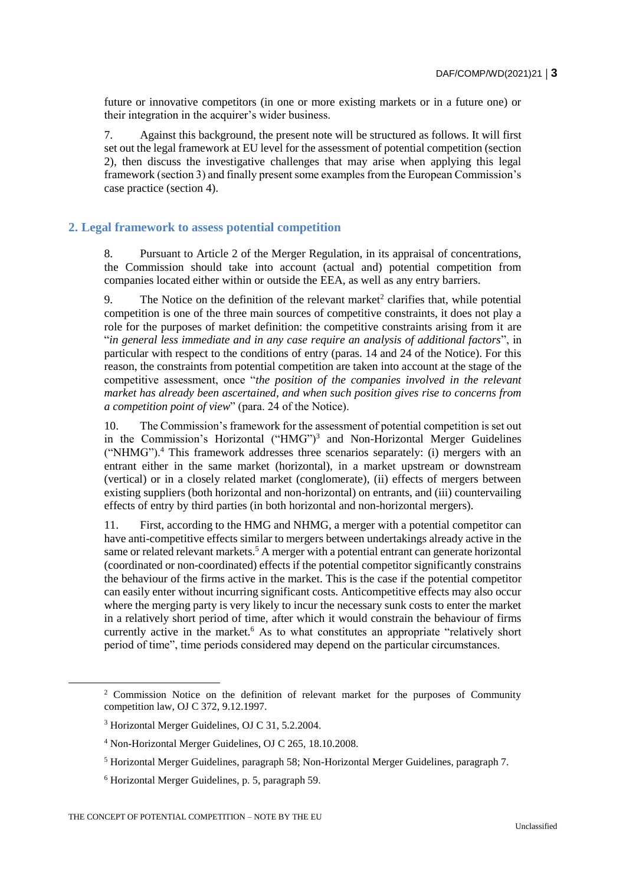future or innovative competitors (in one or more existing markets or in a future one) or their integration in the acquirer's wider business.

7. Against this background, the present note will be structured as follows. It will first set out the legal framework at EU level for the assessment of potential competition (section 2), then discuss the investigative challenges that may arise when applying this legal framework (section 3) and finally present some examples from the European Commission's case practice (section 4).

## 2. Legal framework to assess potential competition

8. Pursuant to Article 2 of the Merger Regulation, in its appraisal of concentrations, the Commission should take into account (actual and) potential competition from companies located either within or outside the EEA, as well as any entry barriers.

9. The Notice on the definition of the relevant market[2] clarifies that, while potential competition is one of the three main sources of competitive constraints, it does not play a role for the purposes of market definition: the competitive constraints arising from it are "*in general less immediate and in any case require an analysis of additional factors*", in particular with respect to the conditions of entry (paras. 14 and 24 of the Notice). For this reason, the constraints from potential competition are taken into account at the stage of the competitive assessment, once "*the position of the companies involved in the relevant market has already been ascertained, and when such position gives rise to concerns from a competition point of view*" (para. 24 of the Notice).

10. The Commission's framework for the assessment of potential competition is set out in the Commission's Horizontal ("HMG")[3] and Non-Horizontal Merger Guidelines ("NHMG").[4] This framework addresses three scenarios separately: (i) mergers with an entrant either in the same market (horizontal), in a market upstream or downstream (vertical) or in a closely related market (conglomerate), (ii) effects of mergers between existing suppliers (both horizontal and non-horizontal) on entrants, and (iii) countervailing effects of entry by third parties (in both horizontal and non-horizontal mergers).

11. First, according to the HMG and NHMG, a merger with a potential competitor can have anti-competitive effects similar to mergers between undertakings already active in the same or related relevant markets.[5] A merger with a potential entrant can generate horizontal (coordinated or non-coordinated) effects if the potential competitor significantly constrains the behaviour of the firms active in the market. This is the case if the potential competitor can easily enter without incurring significant costs. Anticompetitive effects may also occur where the merging party is very likely to incur the necessary sunk costs to enter the market in a relatively short period of time, after which it would constrain the behaviour of firms currently active in the market.[6] As to what constitutes an appropriate "relatively short period of time", time periods considered may depend on the particular circumstances.

---

[2] Commission Notice on the definition of relevant market for the purposes of Community competition law, OJ C 372, 9.12.1997.

[3] Horizontal Merger Guidelines, OJ C 31, 5.2.2004.

[4] Non-Horizontal Merger Guidelines, OJ C 265, 18.10.2008.

[5] Horizontal Merger Guidelines, paragraph 58; Non-Horizontal Merger Guidelines, paragraph 7.

[6] Horizontal Merger Guidelines, p. 5, paragraph 59.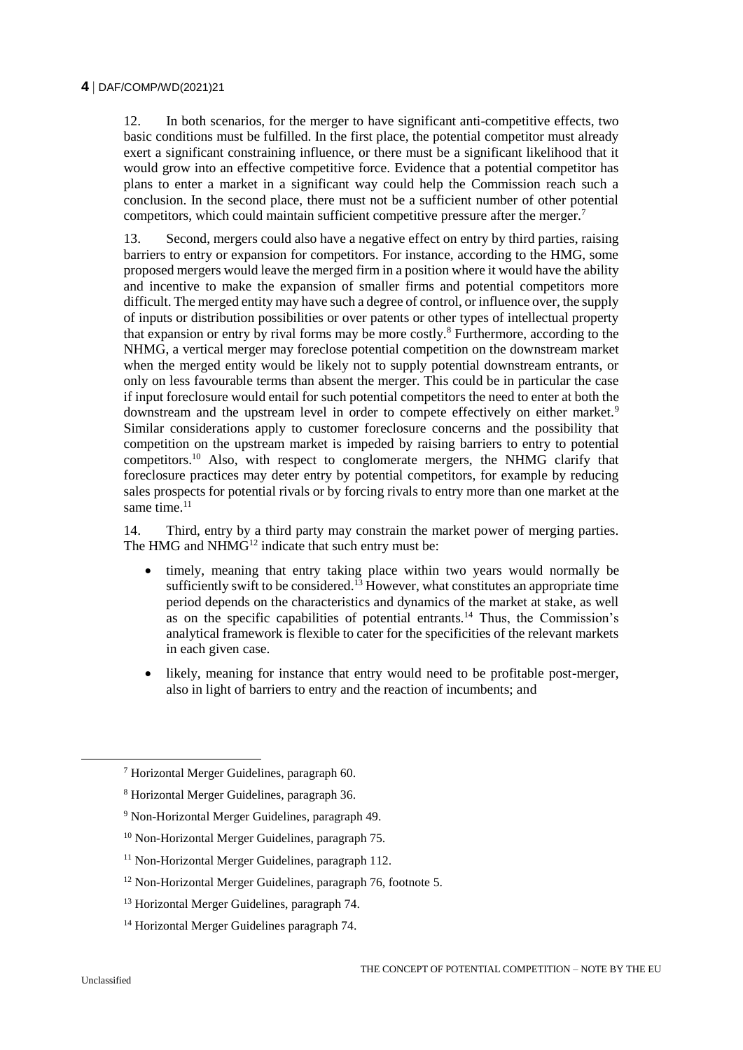12. In both scenarios, for the merger to have significant anti-competitive effects, two basic conditions must be fulfilled. In the first place, the potential competitor must already exert a significant constraining influence, or there must be a significant likelihood that it would grow into an effective competitive force. Evidence that a potential competitor has plans to enter a market in a significant way could help the Commission reach such a conclusion. In the second place, there must not be a sufficient number of other potential competitors, which could maintain sufficient competitive pressure after the merger.[7]

13. Second, mergers could also have a negative effect on entry by third parties, raising barriers to entry or expansion for competitors. For instance, according to the HMG, some proposed mergers would leave the merged firm in a position where it would have the ability and incentive to make the expansion of smaller firms and potential competitors more difficult. The merged entity may have such a degree of control, or influence over, the supply of inputs or distribution possibilities or over patents or other types of intellectual property that expansion or entry by rival forms may be more costly.[8] Furthermore, according to the NHMG, a vertical merger may foreclose potential competition on the downstream market when the merged entity would be likely not to supply potential downstream entrants, or only on less favourable terms than absent the merger. This could be in particular the case if input foreclosure would entail for such potential competitors the need to enter at both the downstream and the upstream level in order to compete effectively on either market.[9] Similar considerations apply to customer foreclosure concerns and the possibility that competition on the upstream market is impeded by raising barriers to entry to potential competitors.[10] Also, with respect to conglomerate mergers, the NHMG clarify that foreclosure practices may deter entry by potential competitors, for example by reducing sales prospects for potential rivals or by forcing rivals to entry more than one market at the same time.[11]

14. Third, entry by a third party may constrain the market power of merging parties. The HMG and NHMG[12] indicate that such entry must be:

- timely, meaning that entry taking place within two years would normally be sufficiently swift to be considered.[13] However, what constitutes an appropriate time period depends on the characteristics and dynamics of the market at stake, as well as on the specific capabilities of potential entrants.[14] Thus, the Commission's analytical framework is flexible to cater for the specificities of the relevant markets in each given case.
- likely, meaning for instance that entry would need to be profitable post-merger, also in light of barriers to entry and the reaction of incumbents; and

---

[7] Horizontal Merger Guidelines, paragraph 60.

[8] Horizontal Merger Guidelines, paragraph 36.

[9] Non-Horizontal Merger Guidelines, paragraph 49.

[10] Non-Horizontal Merger Guidelines, paragraph 75.

[11] Non-Horizontal Merger Guidelines, paragraph 112.

[12] Non-Horizontal Merger Guidelines, paragraph 76, footnote 5.

[13] Horizontal Merger Guidelines, paragraph 74.

[14] Horizontal Merger Guidelines paragraph 74.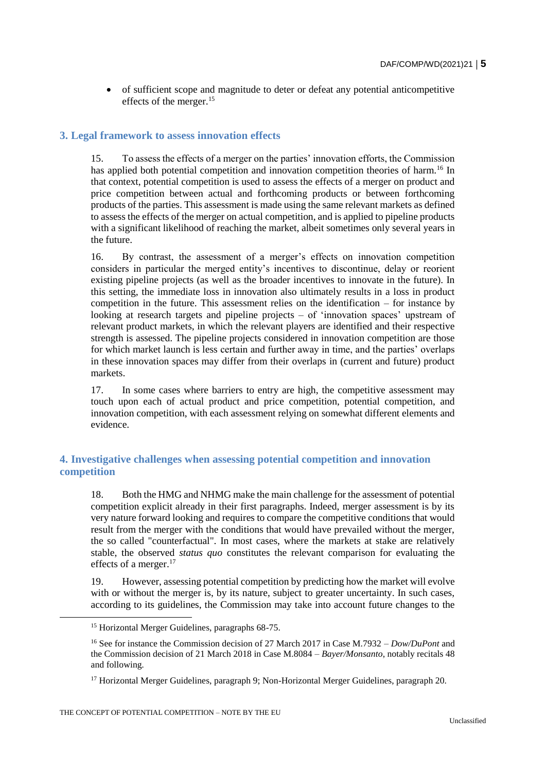- of sufficient scope and magnitude to deter or defeat any potential anticompetitive effects of the merger.[15]

## 3. Legal framework to assess innovation effects

15. To assess the effects of a merger on the parties' innovation efforts, the Commission has applied both potential competition and innovation competition theories of harm.[16] In that context, potential competition is used to assess the effects of a merger on product and price competition between actual and forthcoming products or between forthcoming products of the parties. This assessment is made using the same relevant markets as defined to assess the effects of the merger on actual competition, and is applied to pipeline products with a significant likelihood of reaching the market, albeit sometimes only several years in the future.

16. By contrast, the assessment of a merger's effects on innovation competition considers in particular the merged entity's incentives to discontinue, delay or reorient existing pipeline projects (as well as the broader incentives to innovate in the future). In this setting, the immediate loss in innovation also ultimately results in a loss in product competition in the future. This assessment relies on the identification – for instance by looking at research targets and pipeline projects – of 'innovation spaces' upstream of relevant product markets, in which the relevant players are identified and their respective strength is assessed. The pipeline projects considered in innovation competition are those for which market launch is less certain and further away in time, and the parties' overlaps in these innovation spaces may differ from their overlaps in (current and future) product markets.

17. In some cases where barriers to entry are high, the competitive assessment may touch upon each of actual product and price competition, potential competition, and innovation competition, with each assessment relying on somewhat different elements and evidence.

## 4. Investigative challenges when assessing potential competition and innovation competition

18. Both the HMG and NHMG make the main challenge for the assessment of potential competition explicit already in their first paragraphs. Indeed, merger assessment is by its very nature forward looking and requires to compare the competitive conditions that would result from the merger with the conditions that would have prevailed without the merger, the so called "counterfactual". In most cases, where the markets at stake are relatively stable, the observed *status quo* constitutes the relevant comparison for evaluating the effects of a merger.[17]

19. However, assessing potential competition by predicting how the market will evolve with or without the merger is, by its nature, subject to greater uncertainty. In such cases, according to its guidelines, the Commission may take into account future changes to the

---

[15] Horizontal Merger Guidelines, paragraphs 68-75.

[16] See for instance the Commission decision of 27 March 2017 in Case M.7932 – *Dow/DuPont* and the Commission decision of 21 March 2018 in Case M.8084 – *Bayer/Monsanto*, notably recitals 48 and following.

[17] Horizontal Merger Guidelines, paragraph 9; Non-Horizontal Merger Guidelines, paragraph 20.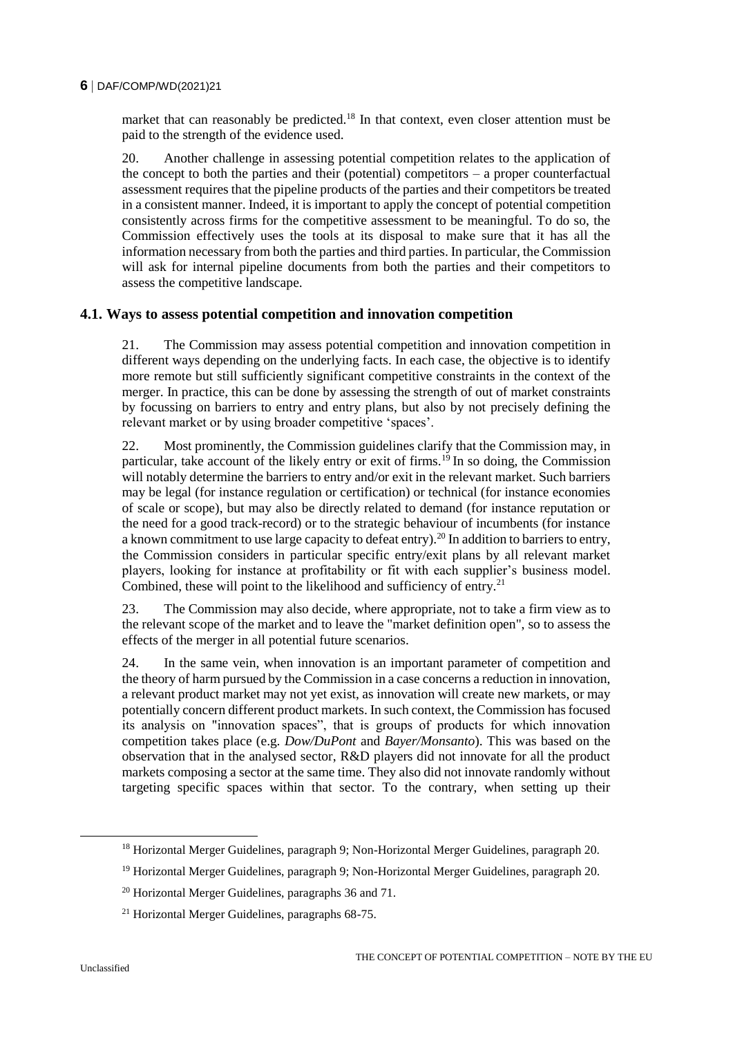market that can reasonably be predicted.[18] In that context, even closer attention must be paid to the strength of the evidence used.

20. Another challenge in assessing potential competition relates to the application of the concept to both the parties and their (potential) competitors – a proper counterfactual assessment requires that the pipeline products of the parties and their competitors be treated in a consistent manner. Indeed, it is important to apply the concept of potential competition consistently across firms for the competitive assessment to be meaningful. To do so, the Commission effectively uses the tools at its disposal to make sure that it has all the information necessary from both the parties and third parties. In particular, the Commission will ask for internal pipeline documents from both the parties and their competitors to assess the competitive landscape.

### 4.1. Ways to assess potential competition and innovation competition

21. The Commission may assess potential competition and innovation competition in different ways depending on the underlying facts. In each case, the objective is to identify more remote but still sufficiently significant competitive constraints in the context of the merger. In practice, this can be done by assessing the strength of out of market constraints by focussing on barriers to entry and entry plans, but also by not precisely defining the relevant market or by using broader competitive 'spaces'.

22. Most prominently, the Commission guidelines clarify that the Commission may, in particular, take account of the likely entry or exit of firms.[19] In so doing, the Commission will notably determine the barriers to entry and/or exit in the relevant market. Such barriers may be legal (for instance regulation or certification) or technical (for instance economies of scale or scope), but may also be directly related to demand (for instance reputation or the need for a good track-record) or to the strategic behaviour of incumbents (for instance a known commitment to use large capacity to defeat entry).[20] In addition to barriers to entry, the Commission considers in particular specific entry/exit plans by all relevant market players, looking for instance at profitability or fit with each supplier's business model. Combined, these will point to the likelihood and sufficiency of entry.[21]

23. The Commission may also decide, where appropriate, not to take a firm view as to the relevant scope of the market and to leave the "market definition open", so to assess the effects of the merger in all potential future scenarios.

24. In the same vein, when innovation is an important parameter of competition and the theory of harm pursued by the Commission in a case concerns a reduction in innovation, a relevant product market may not yet exist, as innovation will create new markets, or may potentially concern different product markets. In such context, the Commission has focused its analysis on "innovation spaces", that is groups of products for which innovation competition takes place (e.g. *Dow/DuPont* and *Bayer/Monsanto*). This was based on the observation that in the analysed sector, R&D players did not innovate for all the product markets composing a sector at the same time. They also did not innovate randomly without targeting specific spaces within that sector. To the contrary, when setting up their

[18] Horizontal Merger Guidelines, paragraph 9; Non-Horizontal Merger Guidelines, paragraph 20.

[19] Horizontal Merger Guidelines, paragraph 9; Non-Horizontal Merger Guidelines, paragraph 20.

[20] Horizontal Merger Guidelines, paragraphs 36 and 71.

[21] Horizontal Merger Guidelines, paragraphs 68-75.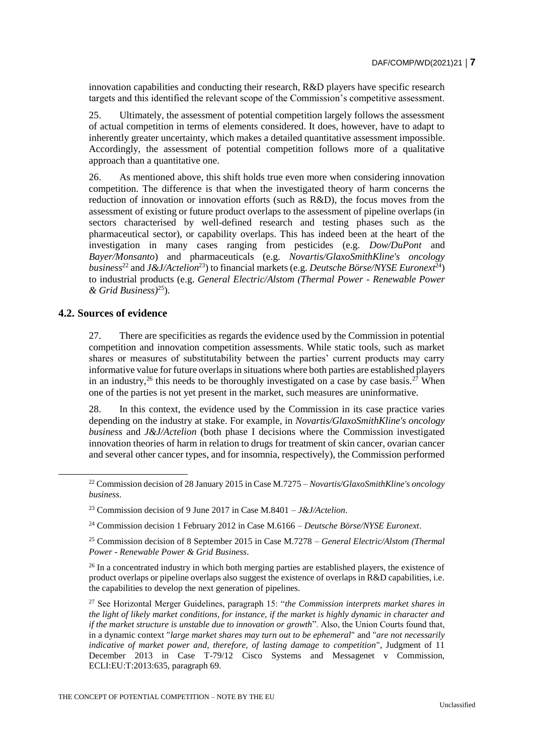innovation capabilities and conducting their research, R&D players have specific research targets and this identified the relevant scope of the Commission's competitive assessment.

25. Ultimately, the assessment of potential competition largely follows the assessment of actual competition in terms of elements considered. It does, however, have to adapt to inherently greater uncertainty, which makes a detailed quantitative assessment impossible. Accordingly, the assessment of potential competition follows more of a qualitative approach than a quantitative one.

26. As mentioned above, this shift holds true even more when considering innovation competition. The difference is that when the investigated theory of harm concerns the reduction of innovation or innovation efforts (such as R&D), the focus moves from the assessment of existing or future product overlaps to the assessment of pipeline overlaps (in sectors characterised by well-defined research and testing phases such as the pharmaceutical sector), or capability overlaps. This has indeed been at the heart of the investigation in many cases ranging from pesticides (e.g. *Dow/DuPont* and *Bayer/Monsanto*) and pharmaceuticals (e.g. *Novartis/GlaxoSmithKline's oncology business*[22] and *J&J/Actelion*[23]) to financial markets (e.g. *Deutsche Börse/NYSE Euronext*[24]) to industrial products (e.g. *General Electric/Alstom (Thermal Power - Renewable Power & Grid Business)*[25]).

## 4.2. Sources of evidence

27. There are specificities as regards the evidence used by the Commission in potential competition and innovation competition assessments. While static tools, such as market shares or measures of substitutability between the parties' current products may carry informative value for future overlaps in situations where both parties are established players in an industry,[26] this needs to be thoroughly investigated on a case by case basis.[27] When one of the parties is not yet present in the market, such measures are uninformative.

28. In this context, the evidence used by the Commission in its case practice varies depending on the industry at stake. For example, in *Novartis/GlaxoSmithKline's oncology business* and *J&J/Actelion* (both phase I decisions where the Commission investigated innovation theories of harm in relation to drugs for treatment of skin cancer, ovarian cancer and several other cancer types, and for insomnia, respectively), the Commission performed

---

[22] Commission decision of 28 January 2015 in Case M.7275 – *Novartis/GlaxoSmithKline's oncology business*.

[23] Commission decision of 9 June 2017 in Case M.8401 – *J&J/Actelion*.

[24] Commission decision 1 February 2012 in Case M.6166 – *Deutsche Börse/NYSE Euronext*.

[25] Commission decision of 8 September 2015 in Case M.7278 – *General Electric/Alstom (Thermal Power - Renewable Power & Grid Business*.

[26] In a concentrated industry in which both merging parties are established players, the existence of product overlaps or pipeline overlaps also suggest the existence of overlaps in R&D capabilities, i.e. the capabilities to develop the next generation of pipelines.

[27] See Horizontal Merger Guidelines, paragraph 15: "*the Commission interprets market shares in the light of likely market conditions, for instance, if the market is highly dynamic in character and if the market structure is unstable due to innovation or growth*". Also, the Union Courts found that, in a dynamic context "*large market shares may turn out to be ephemeral*" and "*are not necessarily indicative of market power and, therefore, of lasting damage to competition*", Judgment of 11 December 2013 in Case T-79/12 Cisco Systems and Messagenet v Commission, ECLI:EU:T:2013:635, paragraph 69.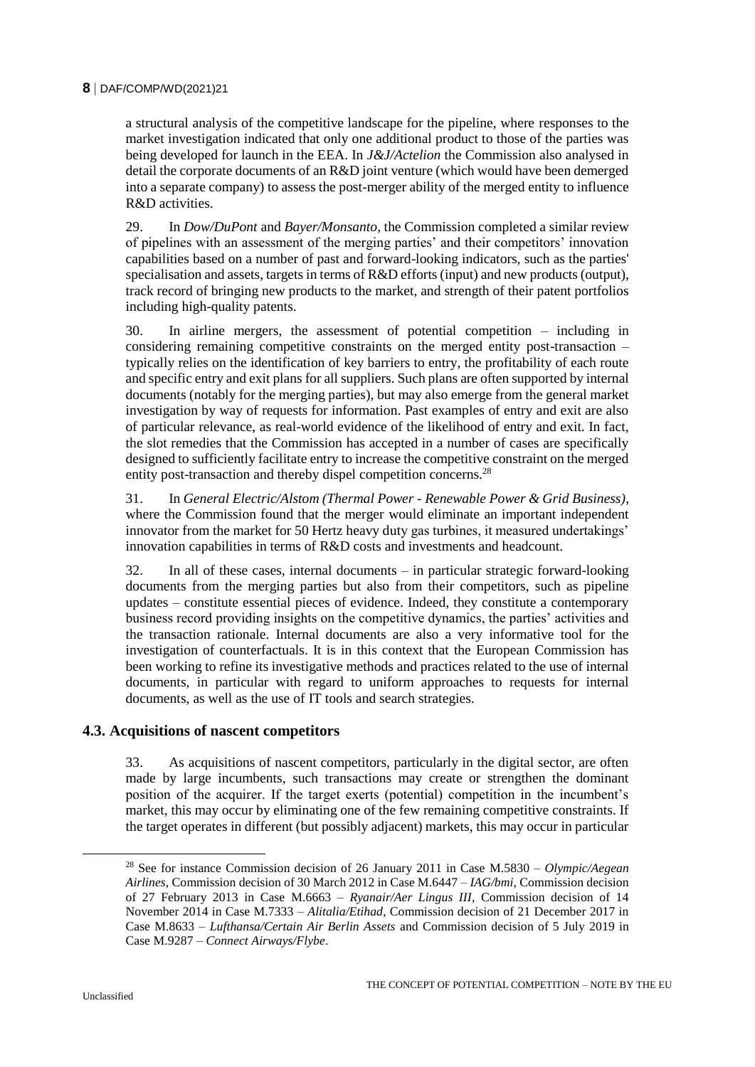a structural analysis of the competitive landscape for the pipeline, where responses to the market investigation indicated that only one additional product to those of the parties was being developed for launch in the EEA. In *J&J/Actelion* the Commission also analysed in detail the corporate documents of an R&D joint venture (which would have been demerged into a separate company) to assess the post-merger ability of the merged entity to influence R&D activities.

29. In *Dow/DuPont* and *Bayer/Monsanto*, the Commission completed a similar review of pipelines with an assessment of the merging parties' and their competitors' innovation capabilities based on a number of past and forward-looking indicators, such as the parties' specialisation and assets, targets in terms of R&D efforts (input) and new products (output), track record of bringing new products to the market, and strength of their patent portfolios including high-quality patents.

30. In airline mergers, the assessment of potential competition – including in considering remaining competitive constraints on the merged entity post-transaction – typically relies on the identification of key barriers to entry, the profitability of each route and specific entry and exit plans for all suppliers. Such plans are often supported by internal documents (notably for the merging parties), but may also emerge from the general market investigation by way of requests for information. Past examples of entry and exit are also of particular relevance, as real-world evidence of the likelihood of entry and exit. In fact, the slot remedies that the Commission has accepted in a number of cases are specifically designed to sufficiently facilitate entry to increase the competitive constraint on the merged entity post-transaction and thereby dispel competition concerns.[28]

31. In *General Electric/Alstom (Thermal Power - Renewable Power & Grid Business)*, where the Commission found that the merger would eliminate an important independent innovator from the market for 50 Hertz heavy duty gas turbines, it measured undertakings' innovation capabilities in terms of R&D costs and investments and headcount.

32. In all of these cases, internal documents – in particular strategic forward-looking documents from the merging parties but also from their competitors, such as pipeline updates – constitute essential pieces of evidence. Indeed, they constitute a contemporary business record providing insights on the competitive dynamics, the parties' activities and the transaction rationale. Internal documents are also a very informative tool for the investigation of counterfactuals. It is in this context that the European Commission has been working to refine its investigative methods and practices related to the use of internal documents, in particular with regard to uniform approaches to requests for internal documents, as well as the use of IT tools and search strategies.

### 4.3. Acquisitions of nascent competitors

33. As acquisitions of nascent competitors, particularly in the digital sector, are often made by large incumbents, such transactions may create or strengthen the dominant position of the acquirer. If the target exerts (potential) competition in the incumbent's market, this may occur by eliminating one of the few remaining competitive constraints. If the target operates in different (but possibly adjacent) markets, this may occur in particular

---

[28] See for instance Commission decision of 26 January 2011 in Case M.5830 – *Olympic/Aegean Airlines*, Commission decision of 30 March 2012 in Case M.6447 – *IAG/bmi*, Commission decision of 27 February 2013 in Case M.6663 – *Ryanair/Aer Lingus III*, Commission decision of 14 November 2014 in Case M.7333 – *Alitalia/Etihad*, Commission decision of 21 December 2017 in Case M.8633 – *Lufthansa/Certain Air Berlin Assets* and Commission decision of 5 July 2019 in Case M.9287 – *Connect Airways/Flybe*.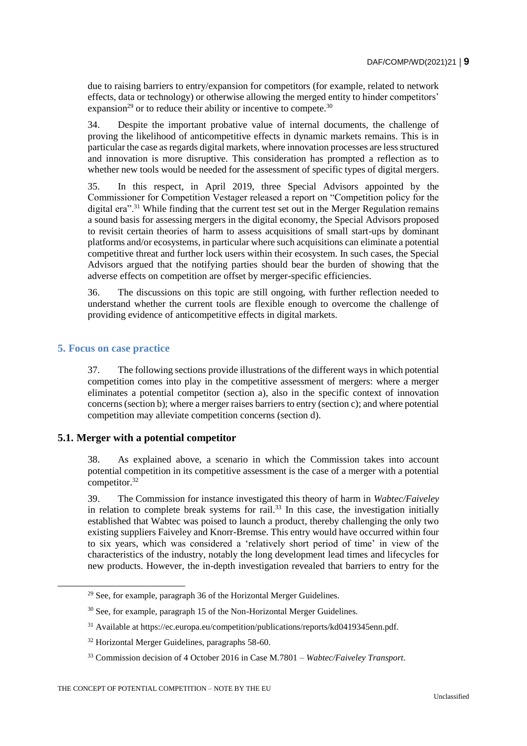due to raising barriers to entry/expansion for competitors (for example, related to network effects, data or technology) or otherwise allowing the merged entity to hinder competitors' expansion[29] or to reduce their ability or incentive to compete.[30]

34. Despite the important probative value of internal documents, the challenge of proving the likelihood of anticompetitive effects in dynamic markets remains. This is in particular the case as regards digital markets, where innovation processes are less structured and innovation is more disruptive. This consideration has prompted a reflection as to whether new tools would be needed for the assessment of specific types of digital mergers.

35. In this respect, in April 2019, three Special Advisors appointed by the Commissioner for Competition Vestager released a report on "Competition policy for the digital era".[31] While finding that the current test set out in the Merger Regulation remains a sound basis for assessing mergers in the digital economy, the Special Advisors proposed to revisit certain theories of harm to assess acquisitions of small start-ups by dominant platforms and/or ecosystems, in particular where such acquisitions can eliminate a potential competitive threat and further lock users within their ecosystem. In such cases, the Special Advisors argued that the notifying parties should bear the burden of showing that the adverse effects on competition are offset by merger-specific efficiencies.

36. The discussions on this topic are still ongoing, with further reflection needed to understand whether the current tools are flexible enough to overcome the challenge of providing evidence of anticompetitive effects in digital markets.

## 5. Focus on case practice

37. The following sections provide illustrations of the different ways in which potential competition comes into play in the competitive assessment of mergers: where a merger eliminates a potential competitor (section a), also in the specific context of innovation concerns (section b); where a merger raises barriers to entry (section c); and where potential competition may alleviate competition concerns (section d).

### 5.1. Merger with a potential competitor

38. As explained above, a scenario in which the Commission takes into account potential competition in its competitive assessment is the case of a merger with a potential competitor.[32]

39. The Commission for instance investigated this theory of harm in *Wabtec/Faiveley* in relation to complete break systems for rail.[33] In this case, the investigation initially established that Wabtec was poised to launch a product, thereby challenging the only two existing suppliers Faiveley and Knorr-Bremse. This entry would have occurred within four to six years, which was considered a 'relatively short period of time' in view of the characteristics of the industry, notably the long development lead times and lifecycles for new products. However, the in-depth investigation revealed that barriers to entry for the

[29] See, for example, paragraph 36 of the Horizontal Merger Guidelines.

[30] See, for example, paragraph 15 of the Non-Horizontal Merger Guidelines.

[31] Available at https://ec.europa.eu/competition/publications/reports/kd0419345enn.pdf.

[32] Horizontal Merger Guidelines, paragraphs 58-60.

[33] Commission decision of 4 October 2016 in Case M.7801 – *Wabtec/Faiveley Transport*.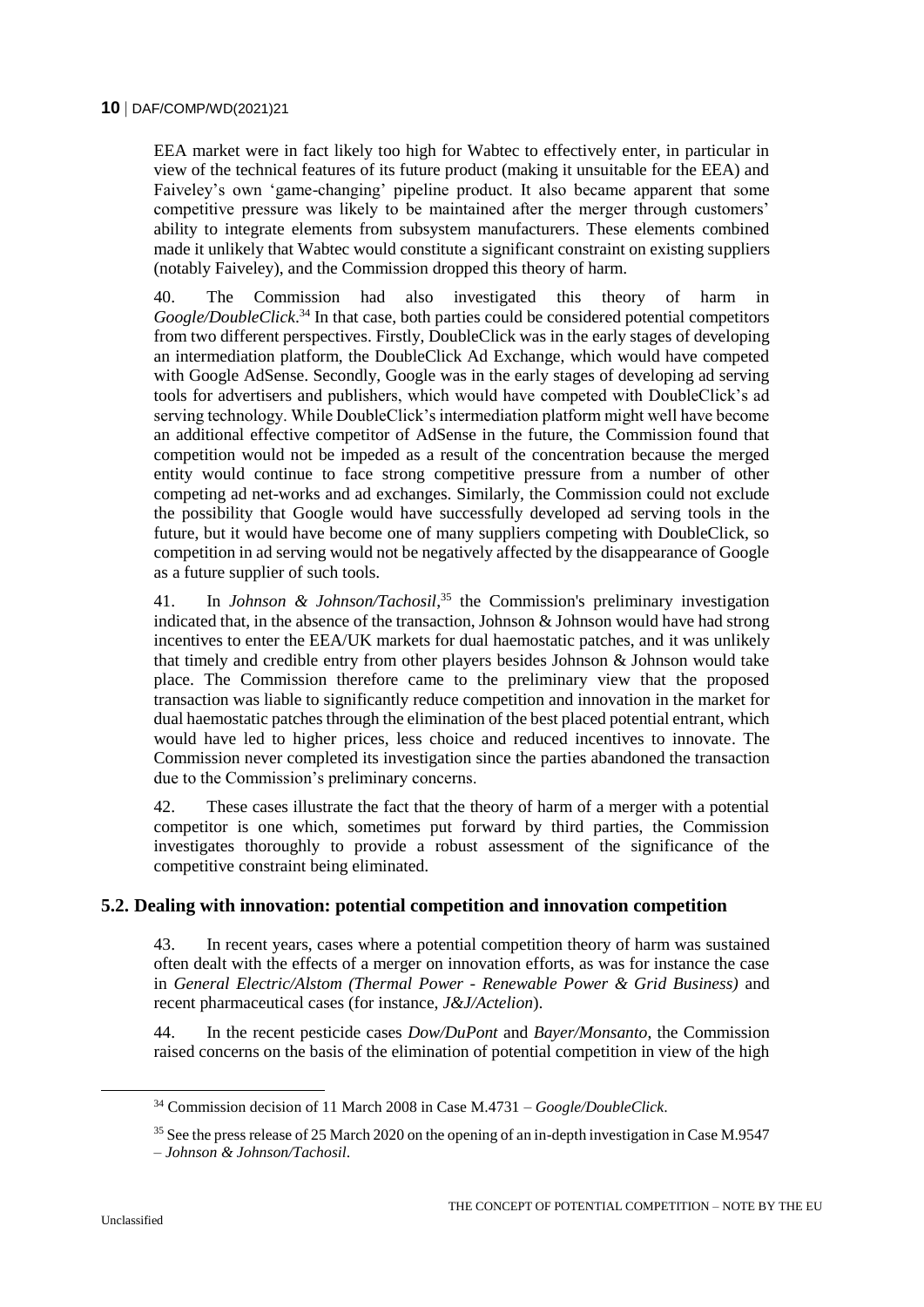EEA market were in fact likely too high for Wabtec to effectively enter, in particular in view of the technical features of its future product (making it unsuitable for the EEA) and Faiveley's own 'game-changing' pipeline product. It also became apparent that some competitive pressure was likely to be maintained after the merger through customers' ability to integrate elements from subsystem manufacturers. These elements combined made it unlikely that Wabtec would constitute a significant constraint on existing suppliers (notably Faiveley), and the Commission dropped this theory of harm.

40. The Commission had also investigated this theory of harm in *Google/DoubleClick*.[34] In that case, both parties could be considered potential competitors from two different perspectives. Firstly, DoubleClick was in the early stages of developing an intermediation platform, the DoubleClick Ad Exchange, which would have competed with Google AdSense. Secondly, Google was in the early stages of developing ad serving tools for advertisers and publishers, which would have competed with DoubleClick's ad serving technology. While DoubleClick's intermediation platform might well have become an additional effective competitor of AdSense in the future, the Commission found that competition would not be impeded as a result of the concentration because the merged entity would continue to face strong competitive pressure from a number of other competing ad net-works and ad exchanges. Similarly, the Commission could not exclude the possibility that Google would have successfully developed ad serving tools in the future, but it would have become one of many suppliers competing with DoubleClick, so competition in ad serving would not be negatively affected by the disappearance of Google as a future supplier of such tools.

41. In *Johnson & Johnson/Tachosil*,[35] the Commission's preliminary investigation indicated that, in the absence of the transaction, Johnson & Johnson would have had strong incentives to enter the EEA/UK markets for dual haemostatic patches, and it was unlikely that timely and credible entry from other players besides Johnson & Johnson would take place. The Commission therefore came to the preliminary view that the proposed transaction was liable to significantly reduce competition and innovation in the market for dual haemostatic patches through the elimination of the best placed potential entrant, which would have led to higher prices, less choice and reduced incentives to innovate. The Commission never completed its investigation since the parties abandoned the transaction due to the Commission's preliminary concerns.

42. These cases illustrate the fact that the theory of harm of a merger with a potential competitor is one which, sometimes put forward by third parties, the Commission investigates thoroughly to provide a robust assessment of the significance of the competitive constraint being eliminated.

## 5.2. Dealing with innovation: potential competition and innovation competition

43. In recent years, cases where a potential competition theory of harm was sustained often dealt with the effects of a merger on innovation efforts, as was for instance the case in *General Electric/Alstom (Thermal Power - Renewable Power & Grid Business)* and recent pharmaceutical cases (for instance, *J&J/Actelion*).

44. In the recent pesticide cases *Dow/DuPont* and *Bayer/Monsanto*, the Commission raised concerns on the basis of the elimination of potential competition in view of the high

---

[34] Commission decision of 11 March 2008 in Case M.4731 – *Google/DoubleClick*.

[35] See the press release of 25 March 2020 on the opening of an in-depth investigation in Case M.9547 – *Johnson & Johnson/Tachosil*.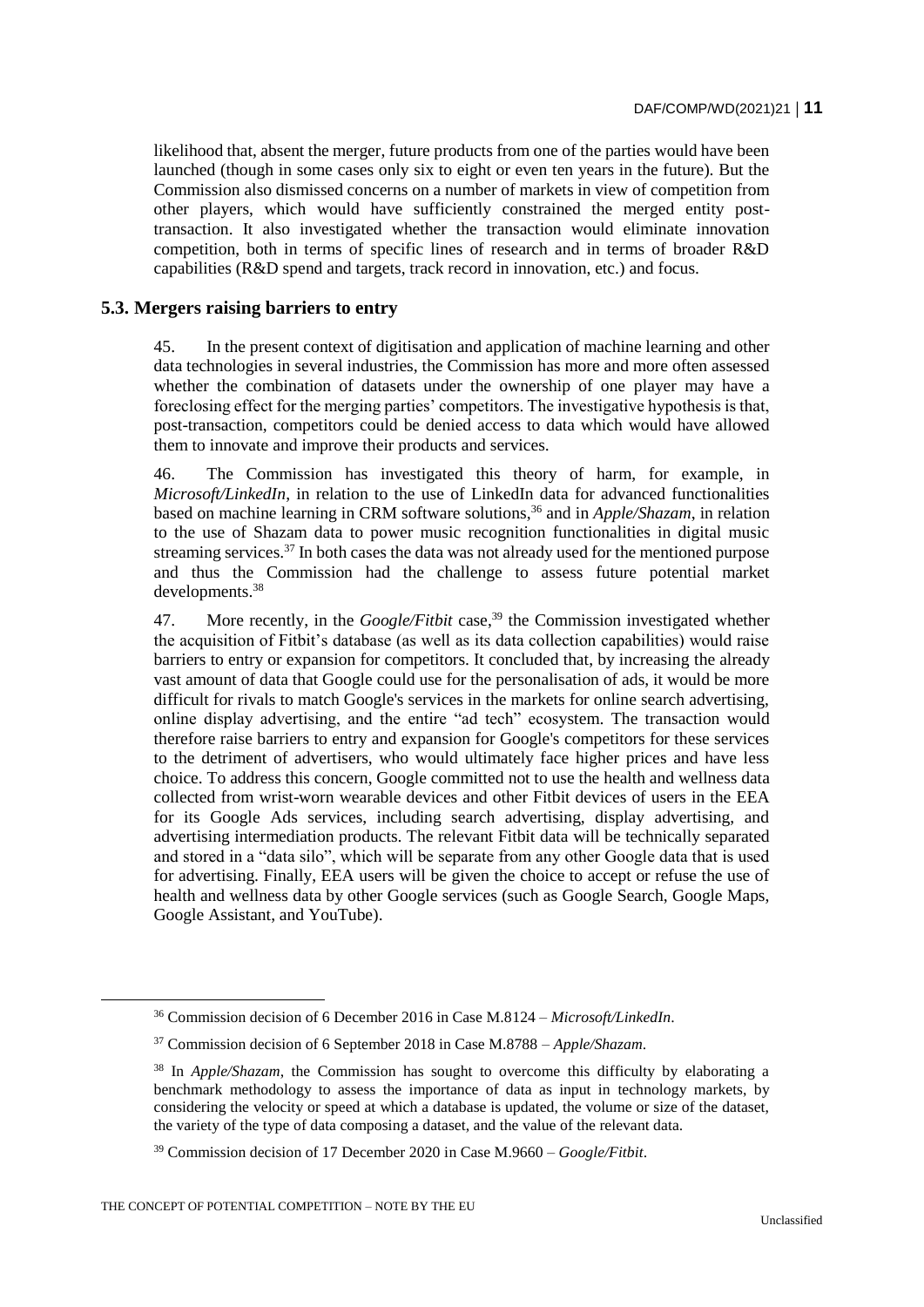likelihood that, absent the merger, future products from one of the parties would have been launched (though in some cases only six to eight or even ten years in the future). But the Commission also dismissed concerns on a number of markets in view of competition from other players, which would have sufficiently constrained the merged entity post-transaction. It also investigated whether the transaction would eliminate innovation competition, both in terms of specific lines of research and in terms of broader R&D capabilities (R&D spend and targets, track record in innovation, etc.) and focus.

### 5.3. Mergers raising barriers to entry

45. In the present context of digitisation and application of machine learning and other data technologies in several industries, the Commission has more and more often assessed whether the combination of datasets under the ownership of one player may have a foreclosing effect for the merging parties' competitors. The investigative hypothesis is that, post-transaction, competitors could be denied access to data which would have allowed them to innovate and improve their products and services.

46. The Commission has investigated this theory of harm, for example, in *Microsoft/LinkedIn*, in relation to the use of LinkedIn data for advanced functionalities based on machine learning in CRM software solutions,[36] and in *Apple/Shazam*, in relation to the use of Shazam data to power music recognition functionalities in digital music streaming services.[37] In both cases the data was not already used for the mentioned purpose and thus the Commission had the challenge to assess future potential market developments.[38]

47. More recently, in the *Google/Fitbit* case,[39] the Commission investigated whether the acquisition of Fitbit's database (as well as its data collection capabilities) would raise barriers to entry or expansion for competitors. It concluded that, by increasing the already vast amount of data that Google could use for the personalisation of ads, it would be more difficult for rivals to match Google's services in the markets for online search advertising, online display advertising, and the entire "ad tech" ecosystem. The transaction would therefore raise barriers to entry and expansion for Google's competitors for these services to the detriment of advertisers, who would ultimately face higher prices and have less choice. To address this concern, Google committed not to use the health and wellness data collected from wrist-worn wearable devices and other Fitbit devices of users in the EEA for its Google Ads services, including search advertising, display advertising, and advertising intermediation products. The relevant Fitbit data will be technically separated and stored in a "data silo", which will be separate from any other Google data that is used for advertising. Finally, EEA users will be given the choice to accept or refuse the use of health and wellness data by other Google services (such as Google Search, Google Maps, Google Assistant, and YouTube).

---

[36] Commission decision of 6 December 2016 in Case M.8124 – *Microsoft/LinkedIn*.

[37] Commission decision of 6 September 2018 in Case M.8788 – *Apple/Shazam*.

[38] In *Apple/Shazam*, the Commission has sought to overcome this difficulty by elaborating a benchmark methodology to assess the importance of data as input in technology markets, by considering the velocity or speed at which a database is updated, the volume or size of the dataset, the variety of the type of data composing a dataset, and the value of the relevant data.

[39] Commission decision of 17 December 2020 in Case M.9660 – *Google/Fitbit*.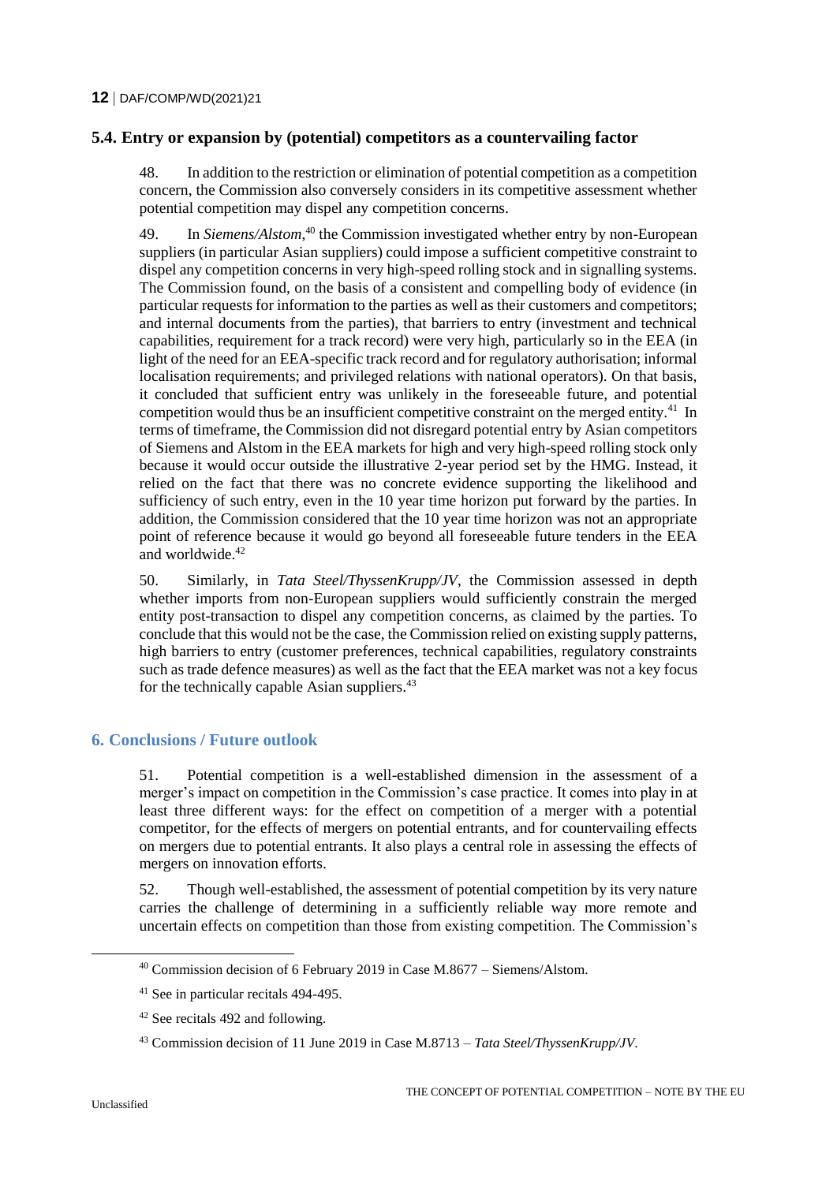### 5.4. Entry or expansion by (potential) competitors as a countervailing factor

48. In addition to the restriction or elimination of potential competition as a competition concern, the Commission also conversely considers in its competitive assessment whether potential competition may dispel any competition concerns.

49. In *Siemens/Alstom*,[40] the Commission investigated whether entry by non-European suppliers (in particular Asian suppliers) could impose a sufficient competitive constraint to dispel any competition concerns in very high-speed rolling stock and in signalling systems. The Commission found, on the basis of a consistent and compelling body of evidence (in particular requests for information to the parties as well as their customers and competitors; and internal documents from the parties), that barriers to entry (investment and technical capabilities, requirement for a track record) were very high, particularly so in the EEA (in light of the need for an EEA-specific track record and for regulatory authorisation; informal localisation requirements; and privileged relations with national operators). On that basis, it concluded that sufficient entry was unlikely in the foreseeable future, and potential competition would thus be an insufficient competitive constraint on the merged entity.[41] In terms of timeframe, the Commission did not disregard potential entry by Asian competitors of Siemens and Alstom in the EEA markets for high and very high-speed rolling stock only because it would occur outside the illustrative 2-year period set by the HMG. Instead, it relied on the fact that there was no concrete evidence supporting the likelihood and sufficiency of such entry, even in the 10 year time horizon put forward by the parties. In addition, the Commission considered that the 10 year time horizon was not an appropriate point of reference because it would go beyond all foreseeable future tenders in the EEA and worldwide.[42]

50. Similarly, in *Tata Steel/ThyssenKrupp/JV*, the Commission assessed in depth whether imports from non-European suppliers would sufficiently constrain the merged entity post-transaction to dispel any competition concerns, as claimed by the parties. To conclude that this would not be the case, the Commission relied on existing supply patterns, high barriers to entry (customer preferences, technical capabilities, regulatory constraints such as trade defence measures) as well as the fact that the EEA market was not a key focus for the technically capable Asian suppliers.[43]

## 6. Conclusions / Future outlook

51. Potential competition is a well-established dimension in the assessment of a merger's impact on competition in the Commission's case practice. It comes into play in at least three different ways: for the effect on competition of a merger with a potential competitor, for the effects of mergers on potential entrants, and for countervailing effects on mergers due to potential entrants. It also plays a central role in assessing the effects of mergers on innovation efforts.

52. Though well-established, the assessment of potential competition by its very nature carries the challenge of determining in a sufficiently reliable way more remote and uncertain effects on competition than those from existing competition. The Commission's

---

[40] Commission decision of 6 February 2019 in Case M.8677 – Siemens/Alstom.

[41] See in particular recitals 494-495.

[42] See recitals 492 and following.

[43] Commission decision of 11 June 2019 in Case M.8713 – *Tata Steel/ThyssenKrupp/JV*.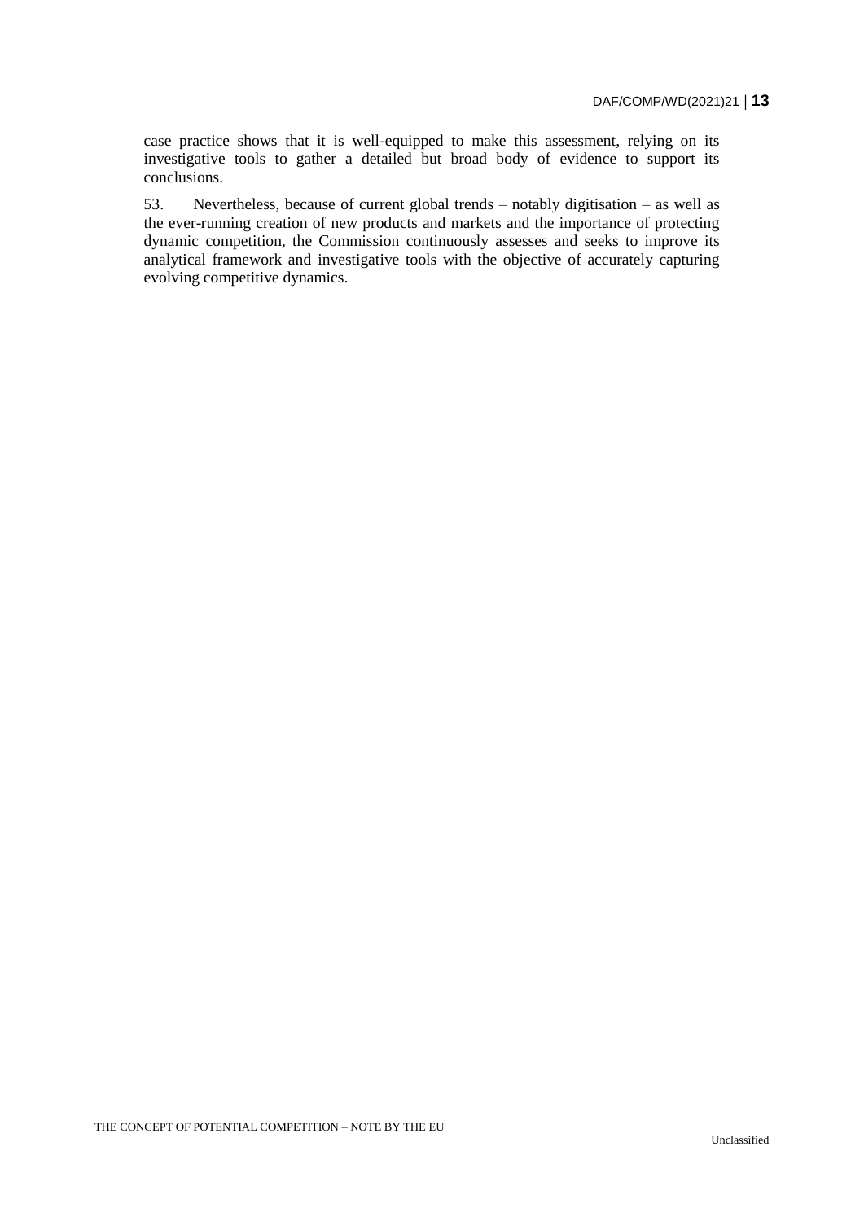case practice shows that it is well-equipped to make this assessment, relying on its investigative tools to gather a detailed but broad body of evidence to support its conclusions.

53. Nevertheless, because of current global trends – notably digitisation – as well as the ever-running creation of new products and markets and the importance of protecting dynamic competition, the Commission continuously assesses and seeks to improve its analytical framework and investigative tools with the objective of accurately capturing evolving competitive dynamics.